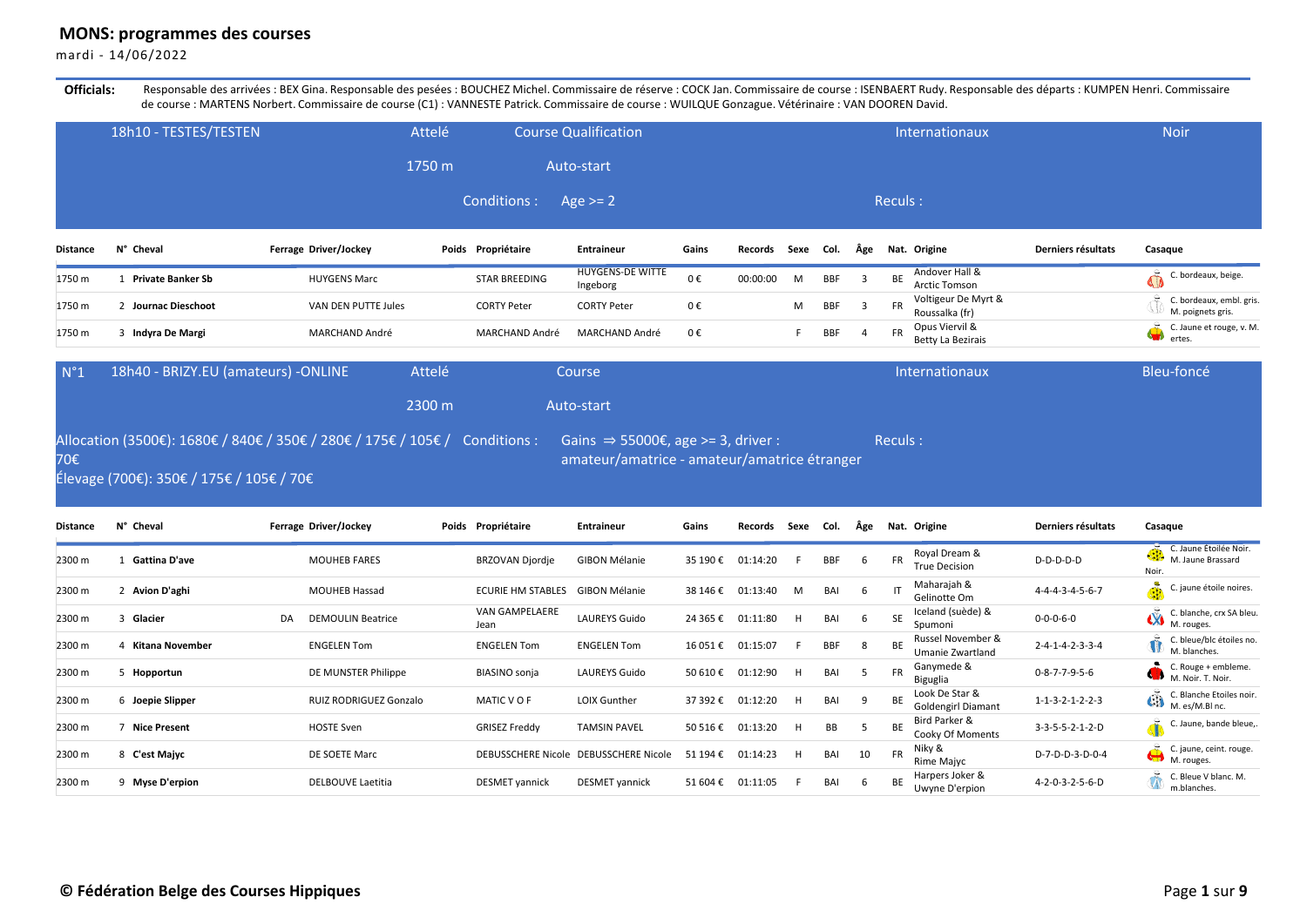# MONS: programmes des courses

mardi - 14/06/2022

**Officials:** Responsable des arrivées : BEX Gina. Responsable des pesées : BOUCHEZ Michel. Commissaire de réserve : COCK Jan. Commissaire de course : ISENBAERT Rudy. Responsable des départs : KUMPEN Henri. Commissaire de course : MARTENS Norbert. Commissaire de course (C1) : VANNESTE Patrick. Commissaire de course : WUILQUE Gonzague. Vétérinaire : VAN DOOREN David.

## 18h10 - TESTES/TESTEN

Attelé — Course Qualification — Internationaux — Noir

1750 m — Auto-start

Conditions : Age >= 2

Reculs :

| Distance | N° | Cheval | Ferrage | Driver/Jockey | Poids | Propriétaire | Entraineur | Gains | Records | Sexe | Col. | Âge | Nat. | Origine | Derniers résultats | Casaque |
|---|---|---|---|---|---|---|---|---|---|---|---|---|---|---|---|---|
| 1750 m | 1 | **Private Banker Sb** | | HUYGENS Marc | | STAR BREEDING | HUYGENS-DE WITTE Ingeborg | 0 € | 00:00:00 | M | BBF | 3 | BE | Andover Hall & Arctic Tomson | | C. bordeaux, beige. |
| 1750 m | 2 | **Journac Dieschoot** | | VAN DEN PUTTE Jules | | CORTY Peter | CORTY Peter | 0 € | | M | BBF | 3 | FR | Voltigeur De Myrt & Roussalka (fr) | | C. bordeaux, embl. gris. M. poignets gris. |
| 1750 m | 3 | **Indyra De Margi** | | MARCHAND André | | MARCHAND André | MARCHAND André | 0 € | | F | BBF | 4 | FR | Opus Viervil & Betty La Bezirais | | C. Jaune et rouge, v. M. ertes. |

## N°1 18h40 - BRIZY.EU (amateurs) -ONLINE

Attelé — Course — Internationaux — Bleu-foncé

2300 m — Auto-start

Allocation (3500€): 1680€ / 840€ / 350€ / 280€ / 175€ / 105€ / 70€

Élevage (700€): 350€ / 175€ / 105€ / 70€

Conditions : Gains ⇒ 55000€, age >= 3, driver : amateur/amatrice - amateur/amatrice étranger

Reculs :

| Distance | N° | Cheval | Ferrage | Driver/Jockey | Poids | Propriétaire | Entraineur | Gains | Records | Sexe | Col. | Âge | Nat. | Origine | Derniers résultats | Casaque |
|---|---|---|---|---|---|---|---|---|---|---|---|---|---|---|---|---|
| 2300 m | 1 | **Gattina D'ave** | | MOUHEB FARES | | BRZOVAN Djordje | GIBON Mélanie | 35 190 € | 01:14:20 | F | BBF | 6 | FR | Royal Dream & True Decision | D-D-D-D-D | C. Jaune Étoilée Noir. M. Jaune Brassard Noir. |
| 2300 m | 2 | **Avion D'aghi** | | MOUHEB Hassad | | ECURIE HM STABLES | GIBON Mélanie | 38 146 € | 01:13:40 | M | BAI | 6 | IT | Maharajah & Gelinotte Om | 4-4-4-3-4-5-6-7 | C. jaune étoile noires. |
| 2300 m | 3 | **Glacier** | DA | DEMOULIN Beatrice | | VAN GAMPELAERE Jean | LAUREYS Guido | 24 365 € | 01:11:80 | H | BAI | 6 | SE | Iceland (suède) & Spumoni | 0-0-0-6-0 | C. blanche, crx SA bleu. M. rouges. |
| 2300 m | 4 | **Kitana November** | | ENGELEN Tom | | ENGELEN Tom | ENGELEN Tom | 16 051 € | 01:15:07 | F | BBF | 8 | BE | Russel November & Umanie Zwartland | 2-4-1-4-2-3-3-4 | C. bleue/blc étoiles no. M. blanches. |
| 2300 m | 5 | **Hopportun** | | DE MUNSTER Philippe | | BIASINO sonja | LAUREYS Guido | 50 610 € | 01:12:90 | H | BAI | 5 | FR | Ganymede & Biguglia | 0-8-7-7-9-5-6 | C. Rouge + embleme. M. Noir. T. Noir. |
| 2300 m | 6 | **Joepie Slipper** | | RUIZ RODRIGUEZ Gonzalo | | MATIC V O F | LOIX Gunther | 37 392 € | 01:12:20 | H | BAI | 9 | BE | Look De Star & Goldengirl Diamant | 1-1-3-2-1-2-2-3 | C. Blanche Etoiles noir. M. es/M.Bl nc. |
| 2300 m | 7 | **Nice Present** | | HOSTE Sven | | GRISEZ Freddy | TAMSIN PAVEL | 50 516 € | 01:13:20 | H | BB | 5 | BE | Bird Parker & Cooky Of Moments | 3-3-5-5-2-1-2-D | C. Jaune, bande bleue,. |
| 2300 m | 8 | **C'est Majyc** | | DE SOETE Marc | | DEBUSSCHERE Nicole | DEBUSSCHERE Nicole | 51 194 € | 01:14:23 | H | BAI | 10 | FR | Niky & Rime Majyc | D-7-D-D-3-D-0-4 | C. jaune, ceint. rouge. M. rouges. |
| 2300 m | 9 | **Myse D'erpion** | | DELBOUVE Laetitia | | DESMET yannick | DESMET yannick | 51 604 € | 01:11:05 | F | BAI | 6 | BE | Harpers Joker & Uwyne D'erpion | 4-2-0-3-2-5-6-D | C. Bleue V blanc. M. m.blanches. |

**© Fédération Belge des Courses Hippiques**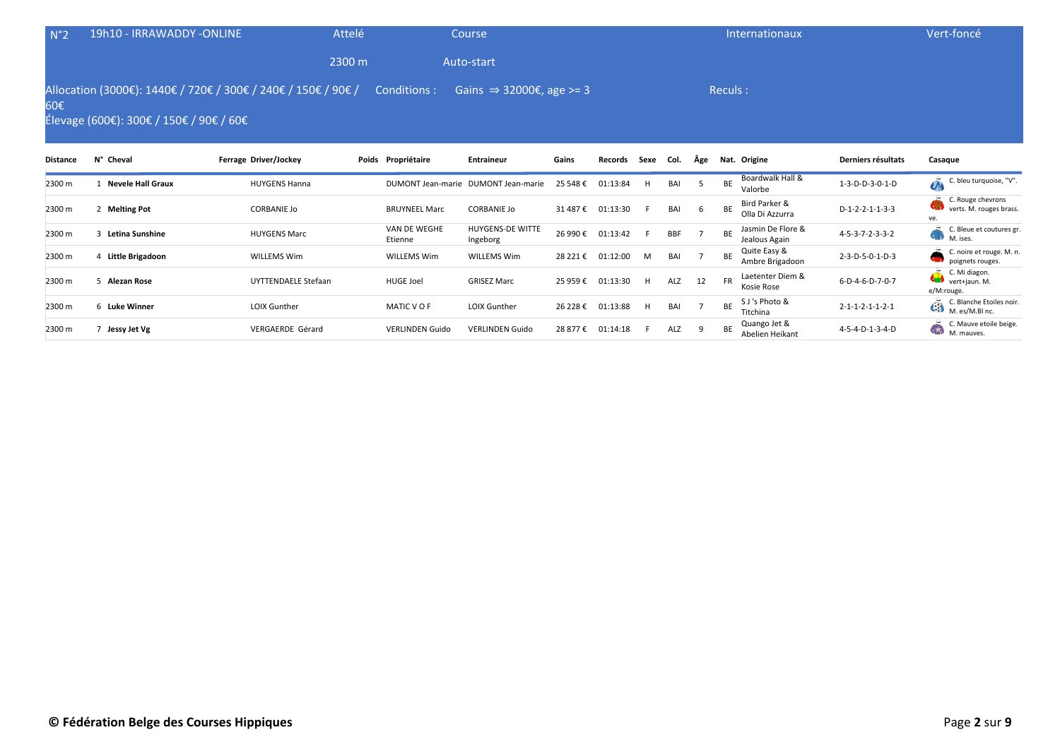## N°2 19h10 - IRRAWADDY -ONLINE

Attelé | Course | Internationaux | Vert-foncé

2300 m | Auto-start

Allocation (3000€): 1440€ / 720€ / 300€ / 240€ / 150€ / 90€ / 60€

Conditions : Gains ⇒ 32000€, age >= 3

Reculs :

Élevage (600€): 300€ / 150€ / 90€ / 60€

| Distance | N° | Cheval | Ferrage | Driver/Jockey | Poids | Propriétaire | Entraineur | Gains | Records | Sexe | Col. | Âge | Nat. | Origine | Derniers résultats | Casaque |
|---|---|---|---|---|---|---|---|---|---|---|---|---|---|---|---|---|
| 2300 m | 1 | **Nevele Hall Graux** | | HUYGENS Hanna | | DUMONT Jean-marie | DUMONT Jean-marie | 25 548 € | 01:13:84 | H | BAI | 5 | BE | Boardwalk Hall & Valorbe | 1-3-D-D-3-0-1-D | C. bleu turquoise, "V". |
| 2300 m | 2 | **Melting Pot** | | CORBANIE Jo | | BRUYNEEL Marc | CORBANIE Jo | 31 487 € | 01:13:30 | F | BAI | 6 | BE | Bird Parker & Olla Di Azzurra | D-1-2-2-1-1-3-3 | C. Rouge chevrons verts. M. rouges brass. ve. |
| 2300 m | 3 | **Letina Sunshine** | | HUYGENS Marc | | VAN DE WEGHE Etienne | HUYGENS-DE WITTE Ingeborg | 26 990 € | 01:13:42 | F | BBF | 7 | BE | Jasmin De Flore & Jealous Again | 4-5-3-7-2-3-3-2 | C. Bleue et coutures gr. M. ises. |
| 2300 m | 4 | **Little Brigadoon** | | WILLEMS Wim | | WILLEMS Wim | WILLEMS Wim | 28 221 € | 01:12:00 | M | BAI | 7 | BE | Quite Easy & Ambre Brigadoon | 2-3-D-5-0-1-D-3 | C. noire et rouge. M. n. poignets rouges. |
| 2300 m | 5 | **Alezan Rose** | | UYTTENDAELE Stefaan | | HUGE Joel | GRISEZ Marc | 25 959 € | 01:13:30 | H | ALZ | 12 | FR | Laetenter Diem & Kosie Rose | 6-D-4-6-D-7-0-7 | C. Mi diagon. vert+jaun. M. e/M:rouge. |
| 2300 m | 6 | **Luke Winner** | | LOIX Gunther | | MATIC V O F | LOIX Gunther | 26 228 € | 01:13:88 | H | BAI | 7 | BE | S J 's Photo & Titchina | 2-1-1-2-1-1-2-1 | C. Blanche Etoiles noir. M. es/M.Bl nc. |
| 2300 m | 7 | **Jessy Jet Vg** | | VERGAERDE Gérard | | VERLINDEN Guido | VERLINDEN Guido | 28 877 € | 01:14:18 | F | ALZ | 9 | BE | Quango Jet & Abelien Heikant | 4-5-4-D-1-3-4-D | C. Mauve etoile beige. M. mauves. |

**© Fédération Belge des Courses Hippiques**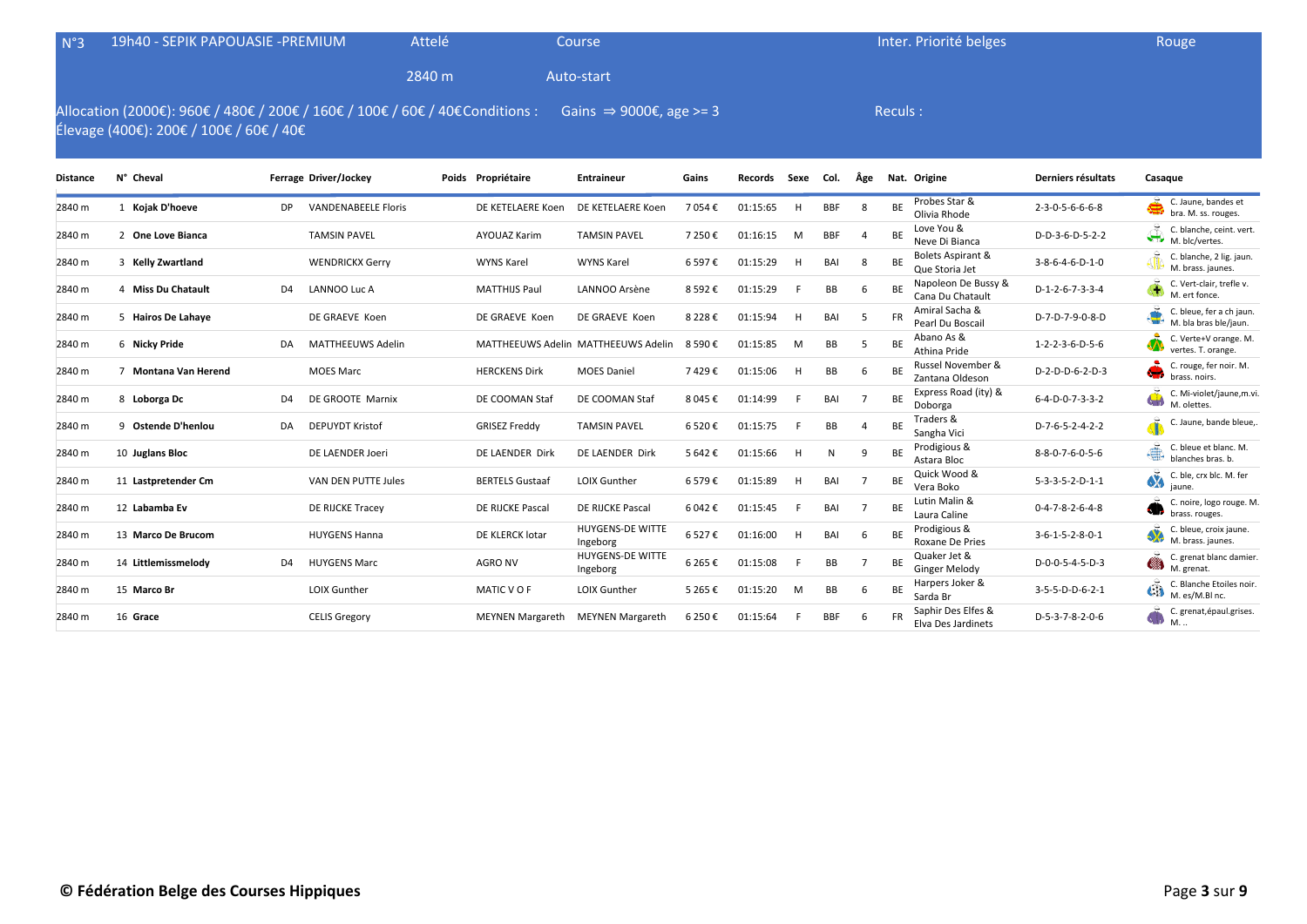| N°3 | 19h40 - SEPIK PAPOUASIE -PREMIUM | Attelé | Course | Inter. Priorité belges | Rouge |
|---|---|---|---|---|---|
| | | 2840 m | Auto-start | | |

Allocation (2000€): 960€ / 480€ / 200€ / 160€ / 100€ / 60€ / 40€ Élevage (400€): 200€ / 100€ / 60€ / 40€

Conditions : Gains ⇒ 9000€, age >= 3

Reculs :

| Distance | N° | Cheval | Ferrage | Driver/Jockey | Poids | Propriétaire | Entraineur | Gains | Records | Sexe | Col. | Âge | Nat. | Origine | Derniers résultats | Casaque |
|---|---|---|---|---|---|---|---|---|---|---|---|---|---|---|---|---|
| 2840 m | 1 | **Kojak D'hoeve** | DP | VANDENABEELE Floris | | DE KETELAERE Koen | DE KETELAERE Koen | 7 054 € | 01:15:65 | H | BBF | 8 | BE | Probes Star & Olivia Rhode | 2-3-0-5-6-6-6-8 | C. Jaune, bandes et bra. M. ss. rouges. |
| 2840 m | 2 | **One Love Bianca** | | TAMSIN PAVEL | | AYOUAZ Karim | TAMSIN PAVEL | 7 250 € | 01:16:15 | M | BBF | 4 | BE | Love You & Neve Di Bianca | D-D-3-6-D-5-2-2 | C. blanche, ceint. vert. M. blc/vertes. |
| 2840 m | 3 | **Kelly Zwartland** | | WENDRICKX Gerry | | WYNS Karel | WYNS Karel | 6 597 € | 01:15:29 | H | BAI | 8 | BE | Bolets Aspirant & Que Storia Jet | 3-8-6-4-6-D-1-0 | C. blanche, 2 lig. jaun. M. brass. jaunes. |
| 2840 m | 4 | **Miss Du Chatault** | D4 | LANNOO Luc A | | MATTHIJS Paul | LANNOO Arsène | 8 592 € | 01:15:29 | F | BB | 6 | BE | Napoleon De Bussy & Cana Du Chatault | D-1-2-6-7-3-3-4 | C. Vert-clair, trefle v. M. ert fonce. |
| 2840 m | 5 | **Hairos De Lahaye** | | DE GRAEVE Koen | | DE GRAEVE Koen | DE GRAEVE Koen | 8 228 € | 01:15:94 | H | BAI | 5 | FR | Amiral Sacha & Pearl Du Boscail | D-7-D-7-9-0-8-D | C. bleue, fer a ch jaun. M. bla bras ble/jaun. |
| 2840 m | 6 | **Nicky Pride** | DA | MATTHEEUWS Adelin | | MATTHEEUWS Adelin | MATTHEEUWS Adelin | 8 590 € | 01:15:85 | M | BB | 5 | BE | Abano As & Athina Pride | 1-2-2-3-6-D-5-6 | C. Verte+V orange. M. vertes. T. orange. |
| 2840 m | 7 | **Montana Van Herend** | | MOES Marc | | HERCKENS Dirk | MOES Daniel | 7 429 € | 01:15:06 | H | BB | 6 | BE | Russel November & Zantana Oldeson | D-2-D-D-6-2-D-3 | C. rouge, fer noir. M. brass. noirs. |
| 2840 m | 8 | **Loborga Dc** | D4 | DE GROOTE Marnix | | DE COOMAN Staf | DE COOMAN Staf | 8 045 € | 01:14:99 | F | BAI | 7 | BE | Express Road (ity) & Doborga | 6-4-D-0-7-3-3-2 | C. Mi-violet/jaune,m.vi. M. olettes. |
| 2840 m | 9 | **Ostende D'henlou** | DA | DEPUYDT Kristof | | GRISEZ Freddy | TAMSIN PAVEL | 6 520 € | 01:15:75 | F | BB | 4 | BE | Traders & Sangha Vici | D-7-6-5-2-4-2-2 | C. Jaune, bande bleue,. |
| 2840 m | 10 | **Juglans Bloc** | | DE LAENDER Joeri | | DE LAENDER Dirk | DE LAENDER Dirk | 5 642 € | 01:15:66 | H | N | 9 | BE | Prodigious & Astara Bloc | 8-8-0-7-6-0-5-6 | C. bleue et blanc. M. blanches bras. b. |
| 2840 m | 11 | **Lastpretender Cm** | | VAN DEN PUTTE Jules | | BERTELS Gustaaf | LOIX Gunther | 6 579 € | 01:15:89 | H | BAI | 7 | BE | Quick Wood & Vera Boko | 5-3-3-5-2-D-1-1 | C. ble, crx blc. M. fer jaune. |
| 2840 m | 12 | **Labamba Ev** | | DE RIJCKE Tracey | | DE RIJCKE Pascal | DE RIJCKE Pascal | 6 042 € | 01:15:45 | F | BAI | 7 | BE | Lutin Malin & Laura Caline | 0-4-7-8-2-6-4-8 | C. noire, logo rouge. M. brass. rouges. |
| 2840 m | 13 | **Marco De Brucom** | | HUYGENS Hanna | | DE KLERCK lotar | HUYGENS-DE WITTE Ingeborg | 6 527 € | 01:16:00 | H | BAI | 6 | BE | Prodigious & Roxane De Pries | 3-6-1-5-2-8-0-1 | C. bleue, croix jaune. M. brass. jaunes. |
| 2840 m | 14 | **Littlemissmelody** | D4 | HUYGENS Marc | | AGRO NV | HUYGENS-DE WITTE Ingeborg | 6 265 € | 01:15:08 | F | BB | 7 | BE | Quaker Jet & Ginger Melody | D-0-0-5-4-5-D-3 | C. grenat blanc damier. M. grenat. |
| 2840 m | 15 | **Marco Br** | | LOIX Gunther | | MATIC V O F | LOIX Gunther | 5 265 € | 01:15:20 | M | BB | 6 | BE | Harpers Joker & Sarda Br | 3-5-5-D-D-6-2-1 | C. Blanche Etoiles noir. M. es/M.Bl nc. |
| 2840 m | 16 | **Grace** | | CELIS Gregory | | MEYNEN Margareth | MEYNEN Margareth | 6 250 € | 01:15:64 | F | BBF | 6 | FR | Saphir Des Elfes & Elva Des Jardinets | D-5-3-7-8-2-0-6 | C. grenat,épaul.grises. M. .. |

**© Fédération Belge des Courses Hippiques**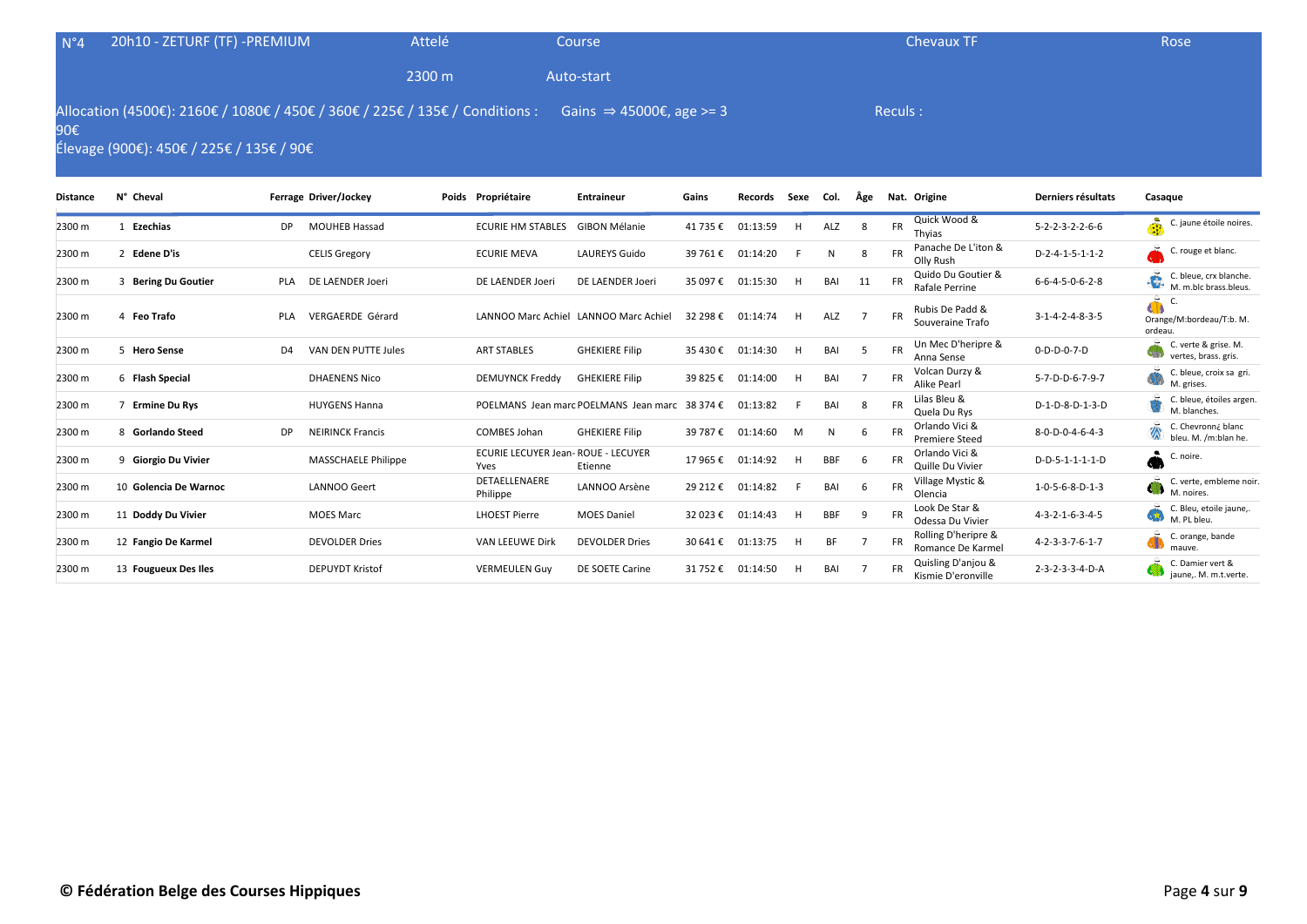N°4 | 20h10 - ZETURF (TF) -PREMIUM | Attelé | Course | Chevaux TF | Rose

2300 m | Auto-start

Allocation (4500€): 2160€ / 1080€ / 450€ / 360€ / 225€ / 135€ / 90€ | Conditions : Gains ⇒ 45000€, age >= 3 | Reculs :

Élevage (900€): 450€ / 225€ / 135€ / 90€

| Distance | N° | Cheval | Ferrage | Driver/Jockey | Poids | Propriétaire | Entraineur | Gains | Records | Sexe | Col. | Âge | Nat. | Origine | Derniers résultats | Casaque |
|---|---|---|---|---|---|---|---|---|---|---|---|---|---|---|---|---|
| 2300 m | 1 | Ezechias | DP | MOUHEB Hassad | | ECURIE HM STABLES | GIBON Mélanie | 41 735 € | 01:13:59 | H | ALZ | 8 | FR | Quick Wood & Thyias | 5-2-2-3-2-2-6-6 | C. jaune étoile noires. |
| 2300 m | 2 | Edene D'is | | CELIS Gregory | | ECURIE MEVA | LAUREYS Guido | 39 761 € | 01:14:20 | F | N | 8 | FR | Panache De L'iton & Olly Rush | D-2-4-1-5-1-1-2 | C. rouge et blanc. |
| 2300 m | 3 | Bering Du Goutier | PLA | DE LAENDER Joeri | | DE LAENDER Joeri | DE LAENDER Joeri | 35 097 € | 01:15:30 | H | BAI | 11 | FR | Quido Du Goutier & Rafale Perrine | 6-6-4-5-0-6-2-8 | C. bleue, crx blanche. M. m.blc brass.bleus. |
| 2300 m | 4 | Feo Trafo | PLA | VERGAERDE Gérard | | LANNOO Marc Achiel | LANNOO Marc Achiel | 32 298 € | 01:14:74 | H | ALZ | 7 | FR | Rubis De Padd & Souveraine Trafo | 3-1-4-2-4-8-3-5 | C. Orange/M:bordeau/T:b. M. ordeau. |
| 2300 m | 5 | Hero Sense | D4 | VAN DEN PUTTE Jules | | ART STABLES | GHEKIERE Filip | 35 430 € | 01:14:30 | H | BAI | 5 | FR | Un Mec D'heripre & Anna Sense | 0-D-D-0-7-D | C. verte & grise. M. vertes, brass. gris. |
| 2300 m | 6 | Flash Special | | DHAENENS Nico | | DEMUYNCK Freddy | GHEKIERE Filip | 39 825 € | 01:14:00 | H | BAI | 7 | FR | Volcan Durzy & Alike Pearl | 5-7-D-D-6-7-9-7 | C. bleue, croix sa gri. M. grises. |
| 2300 m | 7 | Ermine Du Rys | | HUYGENS Hanna | | POELMANS Jean marc | POELMANS Jean marc | 38 374 € | 01:13:82 | F | BAI | 8 | FR | Lilas Bleu & Quela Du Rys | D-1-D-8-D-1-3-D | C. bleue, étoiles argen. M. blanches. |
| 2300 m | 8 | Gorlando Steed | DP | NEIRINCK Francis | | COMBES Johan | GHEKIERE Filip | 39 787 € | 01:14:60 | M | N | 6 | FR | Orlando Vici & Premiere Steed | 8-0-D-0-4-6-4-3 | C. Chevronn¿ blanc bleu. M. /m:blan he. |
| 2300 m | 9 | Giorgio Du Vivier | | MASSCHAELE Philippe | | ECURIE LECUYER Jean-Yves | ROUE - LECUYER Etienne | 17 965 € | 01:14:92 | H | BBF | 6 | FR | Orlando Vici & Quille Du Vivier | D-D-5-1-1-1-1-D | C. noire. |
| 2300 m | 10 | Golencia De Warnoc | | LANNOO Geert | | DETAELLENAERE Philippe | LANNOO Arsène | 29 212 € | 01:14:82 | F | BAI | 6 | FR | Village Mystic & Olencia | 1-0-5-6-8-D-1-3 | C. verte, embleme noir. M. noires. |
| 2300 m | 11 | Doddy Du Vivier | | MOES Marc | | LHOEST Pierre | MOES Daniel | 32 023 € | 01:14:43 | H | BBF | 9 | FR | Look De Star & Odessa Du Vivier | 4-3-2-1-6-3-4-5 | C. Bleu, etoile jaune,. M. PL bleu. |
| 2300 m | 12 | Fangio De Karmel | | DEVOLDER Dries | | VAN LEEUWE Dirk | DEVOLDER Dries | 30 641 € | 01:13:75 | H | BF | 7 | FR | Rolling D'heripre & Romance De Karmel | 4-2-3-3-7-6-1-7 | C. orange, bande mauve. |
| 2300 m | 13 | Fougueux Des Iles | | DEPUYDT Kristof | | VERMEULEN Guy | DE SOETE Carine | 31 752 € | 01:14:50 | H | BAI | 7 | FR | Quisling D'anjou & Kismie D'eronville | 2-3-2-3-3-4-D-A | C. Damier vert & jaune,. M. m.t.verte. |

**© Fédération Belge des Courses Hippiques**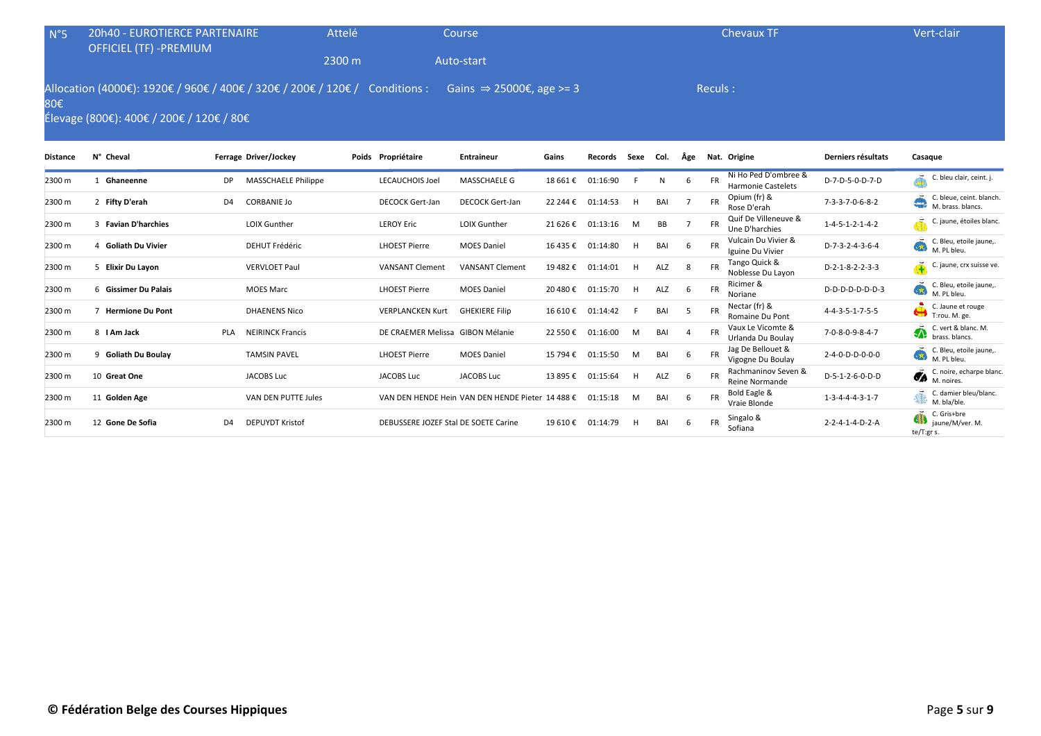## N°5 20h40 - EUROTIERCE PARTENAIRE OFFICIEL (TF) -PREMIUM

Attelé — 2300 m

Course — Auto-start

Chevaux TF

Vert-clair

Allocation (4000€): 1920€ / 960€ / 400€ / 320€ / 200€ / 120€ / 80€

Élevage (800€): 400€ / 200€ / 120€ / 80€

Conditions : Gains ⇒ 25000€, age >= 3

Reculs :

| Distance | N° | Cheval | Ferrage | Driver/Jockey | Poids | Propriétaire | Entraineur | Gains | Records | Sexe | Col. | Âge | Nat. | Origine | Derniers résultats | Casaque |
|---|---|---|---|---|---|---|---|---|---|---|---|---|---|---|---|---|
| 2300 m | 1 | **Ghaneenne** | DP | MASSCHAELE Philippe | | LECAUCHOIS Joel | MASSCHAELE G | 18 661 € | 01:16:90 | F | N | 6 | FR | Ni Ho Ped D'ombree & Harmonie Castelets | D-7-D-5-0-D-7-D | C. bleu clair, ceint. j. |
| 2300 m | 2 | **Fifty D'erah** | D4 | CORBANIE Jo | | DECOCK Gert-Jan | DECOCK Gert-Jan | 22 244 € | 01:14:53 | H | BAI | 7 | FR | Opium (fr) & Rose D'erah | 7-3-3-7-0-6-8-2 | C. bleue, ceint. blanch. M. brass. blancs. |
| 2300 m | 3 | **Favian D'harchies** | | LOIX Gunther | | LEROY Eric | LOIX Gunther | 21 626 € | 01:13:16 | M | BB | 7 | FR | Quif De Villeneuve & Une D'harchies | 1-4-5-1-2-1-4-2 | C. jaune, étoiles blanc. |
| 2300 m | 4 | **Goliath Du Vivier** | | DEHUT Frédéric | | LHOEST Pierre | MOES Daniel | 16 435 € | 01:14:80 | H | BAI | 6 | FR | Vulcain Du Vivier & Iguine Du Vivier | D-7-3-2-4-3-6-4 | C. Bleu, etoile jaune,. M. PL bleu. |
| 2300 m | 5 | **Elixir Du Layon** | | VERVLOET Paul | | VANSANT Clement | VANSANT Clement | 19 482 € | 01:14:01 | H | ALZ | 8 | FR | Tango Quick & Noblesse Du Layon | D-2-1-8-2-2-3-3 | C. jaune, crx suisse ve. |
| 2300 m | 6 | **Gissimer Du Palais** | | MOES Marc | | LHOEST Pierre | MOES Daniel | 20 480 € | 01:15:70 | H | ALZ | 6 | FR | Ricimer & Noriane | D-D-D-D-D-D-D-3 | C. Bleu, etoile jaune,. M. PL bleu. |
| 2300 m | 7 | **Hermione Du Pont** | | DHAENENS Nico | | VERPLANCKEN Kurt | GHEKIERE Filip | 16 610 € | 01:14:42 | F | BAI | 5 | FR | Nectar (fr) & Romaine Du Pont | 4-4-3-5-1-7-5-5 | C. Jaune et rouge T:rou. M. ge. |
| 2300 m | 8 | **I Am Jack** | PLA | NEIRINCK Francis | | DE CRAEMER Melissa | GIBON Mélanie | 22 550 € | 01:16:00 | M | BAI | 4 | FR | Vaux Le Vicomte & Urlanda Du Boulay | 7-0-8-0-9-8-4-7 | C. vert & blanc. M. brass. blancs. |
| 2300 m | 9 | **Goliath Du Boulay** | | TAMSIN PAVEL | | LHOEST Pierre | MOES Daniel | 15 794 € | 01:15:50 | M | BAI | 6 | FR | Jag De Bellouet & Vigogne Du Boulay | 2-4-0-D-D-0-0-0 | C. Bleu, etoile jaune,. M. PL bleu. |
| 2300 m | 10 | **Great One** | | JACOBS Luc | | JACOBS Luc | JACOBS Luc | 13 895 € | 01:15:64 | H | ALZ | 6 | FR | Rachmaninov Seven & Reine Normande | D-5-1-2-6-0-D-D | C. noire, echarpe blanc. M. noires. |
| 2300 m | 11 | **Golden Age** | | VAN DEN PUTTE Jules | | VAN DEN HENDE Hein | VAN DEN HENDE Pieter | 14 488 € | 01:15:18 | M | BAI | 6 | FR | Bold Eagle & Vraie Blonde | 1-3-4-4-4-3-1-7 | C. damier bleu/blanc. M. bla/ble. |
| 2300 m | 12 | **Gone De Sofia** | D4 | DEPUYDT Kristof | | DEBUSSERE JOZEF Stal | DE SOETE Carine | 19 610 € | 01:14:79 | H | BAI | 6 | FR | Singalo & Sofiana | 2-2-4-1-4-D-2-A | C. Gris+bre jaune/M/ver. M. te/T:gr s. |

**© Fédération Belge des Courses Hippiques**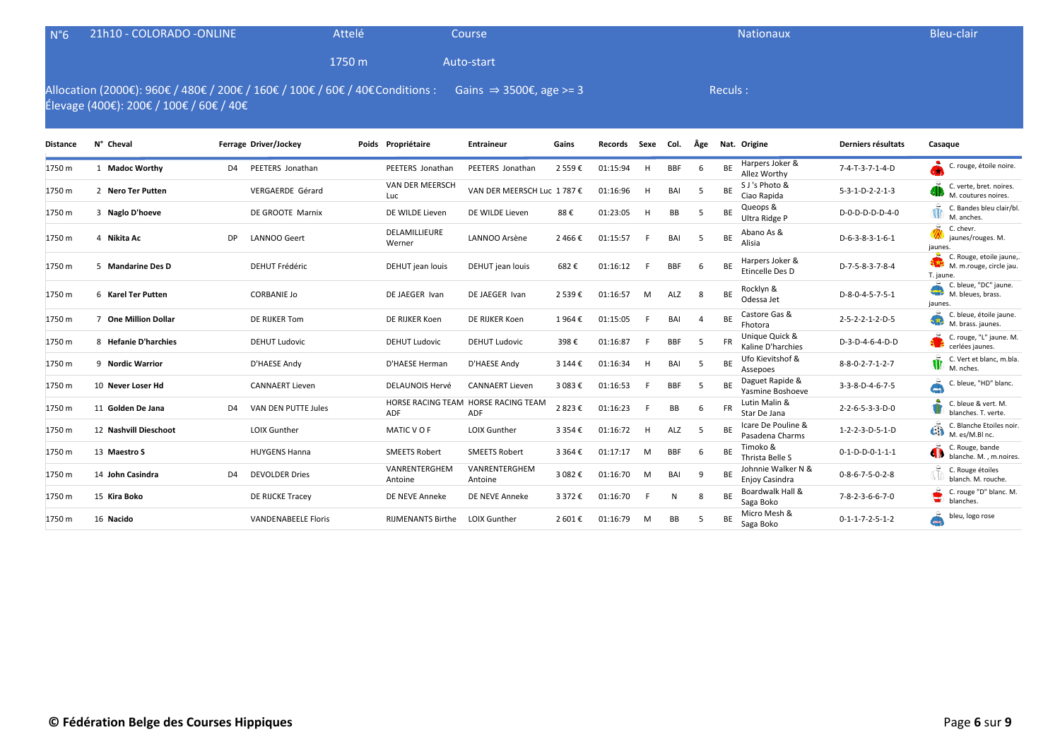N°6 | 21h10 - COLORADO -ONLINE | Attelé | Course | Nationaux | Bleu-clair

1750 m | Auto-start

Allocation (2000€): 960€ / 480€ / 200€ / 160€ / 100€ / 60€ / 40€ Conditions : Gains ⇒ 3500€, age >= 3 Reculs :
Élevage (400€): 200€ / 100€ / 60€ / 40€

| Distance | N° | Cheval | Ferrage | Driver/Jockey | Poids | Propriétaire | Entraineur | Gains | Records | Sexe | Col. | Âge | Nat. | Origine | Derniers résultats | Casaque |
|---|---|---|---|---|---|---|---|---|---|---|---|---|---|---|---|---|
| 1750 m | 1 | **Madoc Worthy** | D4 | PEETERS Jonathan | | PEETERS Jonathan | PEETERS Jonathan | 2 559 € | 01:15:94 | H | BBF | 6 | BE | Harpers Joker & Allez Worthy | 7-4-T-3-7-1-4-D | C. rouge, étoile noire. |
| 1750 m | 2 | **Nero Ter Putten** | | VERGAERDE Gérard | | VAN DER MEERSCH Luc | VAN DER MEERSCH Luc | 1 787 € | 01:16:96 | H | BAI | 5 | BE | S J 's Photo & Ciao Rapida | 5-3-1-D-2-2-1-3 | C. verte, bret. noires. M. coutures noires. |
| 1750 m | 3 | **Naglo D'hoeve** | | DE GROOTE Marnix | | DE WILDE Lieven | DE WILDE Lieven | 88 € | 01:23:05 | H | BB | 5 | BE | Queops & Ultra Ridge P | D-0-D-D-D-D-4-0 | C. Bandes bleu clair/bl. M. anches. |
| 1750 m | 4 | **Nikita Ac** | DP | LANNOO Geert | | DELAMILLIEURE Werner | LANNOO Arsène | 2 466 € | 01:15:57 | F | BAI | 5 | BE | Abano As & Alisia | D-6-3-8-3-1-6-1 | C. chevr. jaunes/rouges. M. jaunes. |
| 1750 m | 5 | **Mandarine Des D** | | DEHUT Frédéric | | DEHUT jean louis | DEHUT jean louis | 682 € | 01:16:12 | F | BBF | 6 | BE | Harpers Joker & Etincelle Des D | D-7-5-8-3-7-8-4 | C. Rouge, etoile jaune,. M. m.rouge, circle jau. T. jaune. |
| 1750 m | 6 | **Karel Ter Putten** | | CORBANIE Jo | | DE JAEGER Ivan | DE JAEGER Ivan | 2 539 € | 01:16:57 | M | ALZ | 8 | BE | Rocklyn & Odessa Jet | D-8-0-4-5-7-5-1 | C. bleue, "DC" jaune. M. bleues, brass. jaunes. |
| 1750 m | 7 | **One Million Dollar** | | DE RIJKER Tom | | DE RIJKER Koen | DE RIJKER Koen | 1 964 € | 01:15:05 | F | BAI | 4 | BE | Castore Gas & Fhotora | 2-5-2-2-1-2-D-5 | C. bleue, étoile jaune. M. brass. jaunes. |
| 1750 m | 8 | **Hefanie D'harchies** | | DEHUT Ludovic | | DEHUT Ludovic | DEHUT Ludovic | 398 € | 01:16:87 | F | BBF | 5 | FR | Unique Quick & Kaline D'harchies | D-3-D-4-6-4-D-D | C. rouge, "L" jaune. M. cerlées jaunes. |
| 1750 m | 9 | **Nordic Warrior** | | D'HAESE Andy | | D'HAESE Herman | D'HAESE Andy | 3 144 € | 01:16:34 | H | BAI | 5 | BE | Ufo Kievitshof & Assepoes | 8-8-0-2-7-1-2-7 | C. Vert et blanc, m.bla. M. nches. |
| 1750 m | 10 | **Never Loser Hd** | | CANNAERT Lieven | | DELAUNOIS Hervé | CANNAERT Lieven | 3 083 € | 01:16:53 | F | BBF | 5 | BE | Daguet Rapide & Yasmine Boshoeve | 3-3-8-D-4-6-7-5 | C. bleue, "HD" blanc. |
| 1750 m | 11 | **Golden De Jana** | D4 | VAN DEN PUTTE Jules | | HORSE RACING TEAM ADF | HORSE RACING TEAM ADF | 2 823 € | 01:16:23 | F | BB | 6 | FR | Lutin Malin & Star De Jana | 2-2-6-5-3-3-D-0 | C. bleue & vert. M. blanches. T. verte. |
| 1750 m | 12 | **Nashvill Dieschoot** | | LOIX Gunther | | MATIC V O F | LOIX Gunther | 3 354 € | 01:16:72 | H | ALZ | 5 | BE | Icare De Pouline & Pasadena Charms | 1-2-2-3-D-5-1-D | C. Blanche Etoiles noir. M. es/M.Bl nc. |
| 1750 m | 13 | **Maestro S** | | HUYGENS Hanna | | SMEETS Robert | SMEETS Robert | 3 364 € | 01:17:17 | M | BBF | 6 | BE | Timoko & Thrista Belle S | 0-1-D-D-0-1-1-1 | C. Rouge, bande blanche. M. , m.noires. |
| 1750 m | 14 | **John Casindra** | D4 | DEVOLDER Dries | | VANRENTERGHEM Antoine | VANRENTERGHEM Antoine | 3 082 € | 01:16:70 | M | BAI | 9 | BE | Johnnie Walker N & Enjoy Casindra | 0-8-6-7-5-0-2-8 | C. Rouge étoiles blanch. M. rouche. |
| 1750 m | 15 | **Kira Boko** | | DE RIJCKE Tracey | | DE NEVE Anneke | DE NEVE Anneke | 3 372 € | 01:16:70 | F | N | 8 | BE | Boardwalk Hall & Saga Boko | 7-8-2-3-6-6-7-0 | C. rouge "D" blanc. M. blanches. |
| 1750 m | 16 | **Nacido** | | VANDENABEELE Floris | | RIJMENANTS Birthe | LOIX Gunther | 2 601 € | 01:16:79 | M | BB | 5 | BE | Micro Mesh & Saga Boko | 0-1-1-7-2-5-1-2 | bleu, logo rose |

**© Fédération Belge des Courses Hippiques**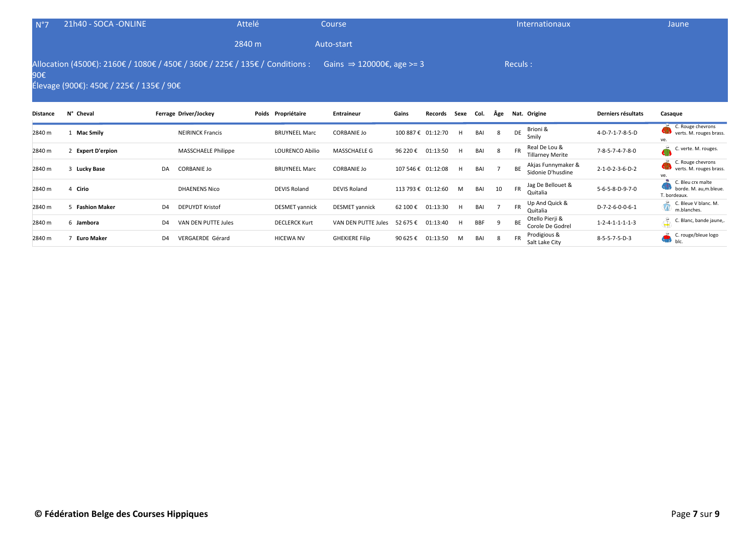N°7 | 21h40 - SOCA -ONLINE | Attelé | Course | Internationaux | Jaune

2840 m | Auto-start

Allocation (4500€): 2160€ / 1080€ / 450€ / 360€ / 225€ / 135€ / 90€ — Conditions : Gains ⇒ 120000€, age >= 3 — Reculs :

Élevage (900€): 450€ / 225€ / 135€ / 90€

| Distance | N° | Cheval | Ferrage | Driver/Jockey | Poids | Propriétaire | Entraineur | Gains | Records | Sexe | Col. | Âge | Nat. | Origine | Derniers résultats | Casaque |
|---|---|---|---|---|---|---|---|---|---|---|---|---|---|---|---|---|
| 2840 m | 1 | **Mac Smily** | | NEIRINCK Francis | | BRUYNEEL Marc | CORBANIE Jo | 100 887 € | 01:12:70 | H | BAI | 8 | DE | Brioni & Smily | 4-D-7-1-7-8-5-D | C. Rouge chevrons verts. M. rouges brass. ve. |
| 2840 m | 2 | **Expert D'erpion** | | MASSCHAELE Philippe | | LOURENCO Abilio | MASSCHAELE G | 96 220 € | 01:13:50 | H | BAI | 8 | FR | Real De Lou & Tillarney Merite | 7-8-5-7-4-7-8-0 | C. verte. M. rouges. |
| 2840 m | 3 | **Lucky Base** | DA | CORBANIE Jo | | BRUYNEEL Marc | CORBANIE Jo | 107 546 € | 01:12:08 | H | BAI | 7 | BE | Akjas Funnymaker & Sidonie D'husdine | 2-1-0-2-3-6-D-2 | C. Rouge chevrons verts. M. rouges brass. ve. |
| 2840 m | 4 | **Cirio** | | DHAENENS Nico | | DEVIS Roland | DEVIS Roland | 113 793 € | 01:12:60 | M | BAI | 10 | FR | Jag De Bellouet & Quitalia | 5-6-5-8-D-9-7-0 | C. Bleu crx malte borde. M. au,m.bleue. T. bordeaux. |
| 2840 m | 5 | **Fashion Maker** | D4 | DEPUYDT Kristof | | DESMET yannick | DESMET yannick | 62 100 € | 01:13:30 | H | BAI | 7 | FR | Up And Quick & Quitalia | D-7-2-6-0-0-6-1 | C. Bleue V blanc. M. m.blanches. |
| 2840 m | 6 | **Jambora** | D4 | VAN DEN PUTTE Jules | | DECLERCK Kurt | VAN DEN PUTTE Jules | 52 675 € | 01:13:40 | H | BBF | 9 | BE | Otello Pierji & Corole De Godrel | 1-2-4-1-1-1-1-3 | C. Blanc, bande jaune,. |
| 2840 m | 7 | **Euro Maker** | D4 | VERGAERDE Gérard | | HICEWA NV | GHEKIERE Filip | 90 625 € | 01:13:50 | M | BAI | 8 | FR | Prodigious & Salt Lake City | 8-5-5-7-5-D-3 | C. rouge/bleue logo blc. |

**© Fédération Belge des Courses Hippiques**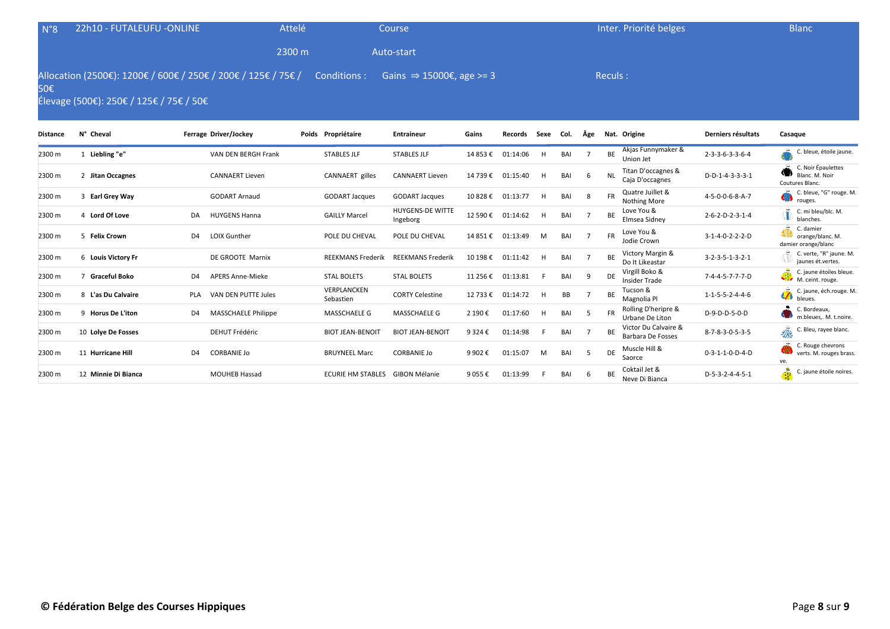| N°8 | 22h10 - FUTALEUFU -ONLINE | Attelé | Course | Inter. Priorité belges | Blanc |
|---|---|---|---|---|---|
| | | 2300 m | Auto-start | | |

Allocation (2500€): 1200€ / 600€ / 250€ / 200€ / 125€ / 75€ / 50€

Élevage (500€): 250€ / 125€ / 75€ / 50€

Conditions : Gains ⇒ 15000€, age >= 3

Reculs :

| Distance | N° | Cheval | Ferrage | Driver/Jockey | Poids | Propriétaire | Entraineur | Gains | Records | Sexe | Col. | Âge | Nat. | Origine | Derniers résultats | Casaque |
|---|---|---|---|---|---|---|---|---|---|---|---|---|---|---|---|---|
| 2300 m | 1 | **Liebling "e"** | | VAN DEN BERGH Frank | | STABLES JLF | STABLES JLF | 14 853 € | 01:14:06 | H | BAI | 7 | BE | Akjas Funnymaker & Union Jet | 2-3-3-6-3-3-6-4 | C. bleue, étoile jaune. |
| 2300 m | 2 | **Jitan Occagnes** | | CANNAERT Lieven | | CANNAERT gilles | CANNAERT Lieven | 14 739 € | 01:15:40 | H | BAI | 6 | NL | Titan D'occagnes & Caja D'occagnes | D-D-1-4-3-3-3-1 | C. Noir Épaulettes Blanc. M. Noir Coutures Blanc. |
| 2300 m | 3 | **Earl Grey Way** | | GODART Arnaud | | GODART Jacques | GODART Jacques | 10 828 € | 01:13:77 | H | BAI | 8 | FR | Quatre Juillet & Nothing More | 4-5-0-0-6-8-A-7 | C. bleue, "G" rouge. M. rouges. |
| 2300 m | 4 | **Lord Of Love** | DA | HUYGENS Hanna | | GAILLY Marcel | HUYGENS-DE WITTE Ingeborg | 12 590 € | 01:14:62 | H | BAI | 7 | BE | Love You & Elmsea Sidney | 2-6-2-D-2-3-1-4 | C. mi bleu/blc. M. blanches. |
| 2300 m | 5 | **Felix Crown** | D4 | LOIX Gunther | | POLE DU CHEVAL | POLE DU CHEVAL | 14 851 € | 01:13:49 | M | BAI | 7 | FR | Love You & Jodie Crown | 3-1-4-0-2-2-2-D | C. damier orange/blanc. M. damier orange/blanc |
| 2300 m | 6 | **Louis Victory Fr** | | DE GROOTE Marnix | | REEKMANS Frederik | REEKMANS Frederik | 10 198 € | 01:11:42 | H | BAI | 7 | BE | Victory Margin & Do It Likeastar | 3-2-3-5-1-3-2-1 | C. verte, "R" jaune. M. jaunes ét.vertes. |
| 2300 m | 7 | **Graceful Boko** | D4 | APERS Anne-Mieke | | STAL BOLETS | STAL BOLETS | 11 256 € | 01:13:81 | F | BAI | 9 | DE | Virgill Boko & Insider Trade | 7-4-4-5-7-7-7-D | C. jaune étoiles bleue. M. ceint. rouge. |
| 2300 m | 8 | **L'as Du Calvaire** | PLA | VAN DEN PUTTE Jules | | VERPLANCKEN Sebastien | CORTY Celestine | 12 733 € | 01:14:72 | H | BB | 7 | BE | Tucson & Magnolia Pl | 1-1-5-5-2-4-4-6 | C. jaune, éch.rouge. M. bleues. |
| 2300 m | 9 | **Horus De L'iton** | D4 | MASSCHAELE Philippe | | MASSCHAELE G | MASSCHAELE G | 2 190 € | 01:17:60 | H | BAI | 5 | FR | Rolling D'heripre & Urbane De Liton | D-9-D-D-5-0-D | C. Bordeaux, m.bleues,. M. t.noire. |
| 2300 m | 10 | **Lolye De Fosses** | | DEHUT Frédéric | | BIOT JEAN-BENOIT | BIOT JEAN-BENOIT | 9 324 € | 01:14:98 | F | BAI | 7 | BE | Victor Du Calvaire & Barbara De Fosses | 8-7-8-3-0-5-3-5 | C. Bleu, rayee blanc. |
| 2300 m | 11 | **Hurricane Hill** | D4 | CORBANIE Jo | | BRUYNEEL Marc | CORBANIE Jo | 9 902 € | 01:15:07 | M | BAI | 5 | DE | Muscle Hill & Saorce | 0-3-1-1-0-D-4-D | C. Rouge chevrons verts. M. rouges brass. ve. |
| 2300 m | 12 | **Minnie Di Bianca** | | MOUHEB Hassad | | ECURIE HM STABLES | GIBON Mélanie | 9 055 € | 01:13:99 | F | BAI | 6 | BE | Coktail Jet & Neve Di Bianca | D-5-3-2-4-4-5-1 | C. jaune étoile noires. |

**© Fédération Belge des Courses Hippiques**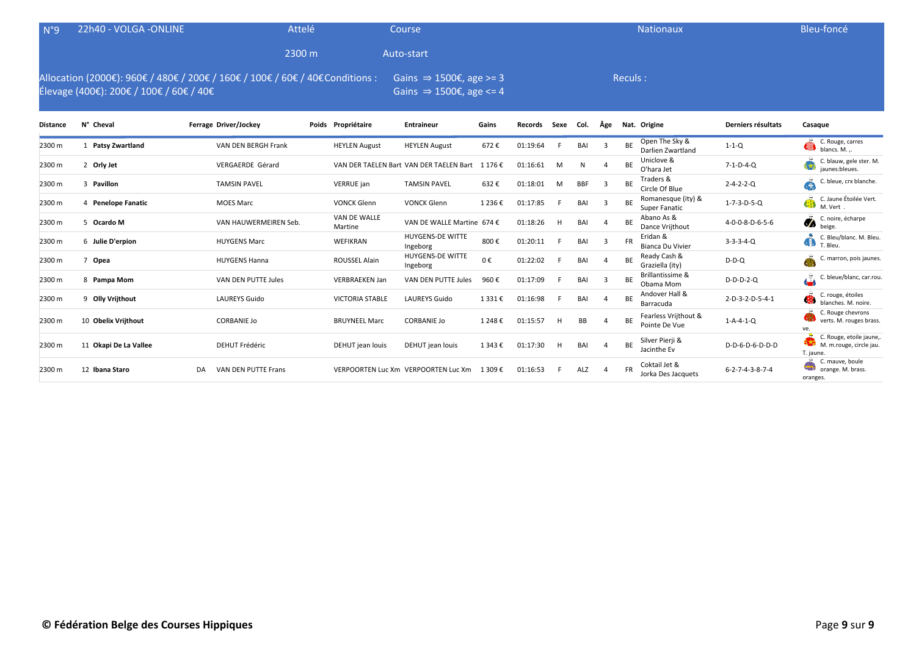| N°9 | 22h40 - VOLGA -ONLINE | Attelé | Course | Nationaux | Bleu-foncé |
|---|---|---|---|---|---|
| | | 2300 m | Auto-start | | |

Allocation (2000€): 960€ / 480€ / 200€ / 160€ / 100€ / 60€ / 40€
Élevage (400€): 200€ / 100€ / 60€ / 40€

Conditions : Gains ⇒ 1500€, age >= 3
Gains ⇒ 1500€, age <= 4

Reculs :

| Distance | N° | Cheval | Ferrage | Driver/Jockey | Poids | Propriétaire | Entraineur | Gains | Records | Sexe | Col. | Âge | Nat. | Origine | Derniers résultats | Casaque |
|---|---|---|---|---|---|---|---|---|---|---|---|---|---|---|---|---|
| 2300 m | 1 | **Patsy Zwartland** | | VAN DEN BERGH Frank | | HEYLEN August | HEYLEN August | 672 € | 01:19:64 | F | BAI | 3 | BE | Open The Sky & Darlien Zwartland | 1-1-Q | C. Rouge, carres blancs. M. ,. |
| 2300 m | 2 | **Orly Jet** | | VERGAERDE Gérard | | VAN DER TAELEN Bart | VAN DER TAELEN Bart | 1 176 € | 01:16:61 | M | N | 4 | BE | Uniclove & O'hara Jet | 7-1-D-4-Q | C. blauw, gele ster. M. jaunes:bleues. |
| 2300 m | 3 | **Pavillon** | | TAMSIN PAVEL | | VERRUE jan | TAMSIN PAVEL | 632 € | 01:18:01 | M | BBF | 3 | BE | Traders & Circle Of Blue | 2-4-2-2-Q | C. bleue, crx blanche. |
| 2300 m | 4 | **Penelope Fanatic** | | MOES Marc | | VONCK Glenn | VONCK Glenn | 1 236 € | 01:17:85 | F | BAI | 3 | BE | Romanesque (ity) & Super Fanatic | 1-7-3-D-5-Q | C. Jaune Étoilée Vert. M. Vert . |
| 2300 m | 5 | **Ocardo M** | | VAN HAUWERMEIREN Seb. | | VAN DE WALLE Martine | VAN DE WALLE Martine | 674 € | 01:18:26 | H | BAI | 4 | BE | Abano As & Dance Vrijthout | 4-0-0-8-D-6-5-6 | C. noire, écharpe beige. |
| 2300 m | 6 | **Julie D'erpion** | | HUYGENS Marc | | WEFIKRAN | HUYGENS-DE WITTE Ingeborg | 800 € | 01:20:11 | F | BAI | 3 | FR | Eridan & Bianca Du Vivier | 3-3-3-4-Q | C. Bleu/blanc. M. Bleu. T. Bleu. |
| 2300 m | 7 | **Opea** | | HUYGENS Hanna | | ROUSSEL Alain | HUYGENS-DE WITTE Ingeborg | 0 € | 01:22:02 | F | BAI | 4 | BE | Ready Cash & Graziella (ity) | D-D-Q | C. marron, pois jaunes. |
| 2300 m | 8 | **Pampa Mom** | | VAN DEN PUTTE Jules | | VERBRAEKEN Jan | VAN DEN PUTTE Jules | 960 € | 01:17:09 | F | BAI | 3 | BE | Brillantissime & Obama Mom | D-D-D-2-Q | C. bleue/blanc, car.rou. |
| 2300 m | 9 | **Olly Vrijthout** | | LAUREYS Guido | | VICTORIA STABLE | LAUREYS Guido | 1 331 € | 01:16:98 | F | BAI | 4 | BE | Andover Hall & Barracuda | 2-D-3-2-D-5-4-1 | C. rouge, étoiles blanches. M. noire. |
| 2300 m | 10 | **Obelix Vrijthout** | | CORBANIE Jo | | BRUYNEEL Marc | CORBANIE Jo | 1 248 € | 01:15:57 | H | BB | 4 | BE | Fearless Vrijthout & Pointe De Vue | 1-A-4-1-Q | C. Rouge chevrons verts. M. rouges brass. ve. |
| 2300 m | 11 | **Okapi De La Vallee** | | DEHUT Frédéric | | DEHUT jean louis | DEHUT jean louis | 1 343 € | 01:17:30 | H | BAI | 4 | BE | Silver Pierji & Jacinthe Ev | D-D-6-D-6-D-D-D | C. Rouge, etoile jaune,. M. m.rouge, circle jau. T. jaune. |
| 2300 m | 12 | **Ibana Staro** | DA | VAN DEN PUTTE Frans | | VERPOORTEN Luc Xm | VERPOORTEN Luc Xm | 1 309 € | 01:16:53 | F | ALZ | 4 | FR | Coktail Jet & Jorka Des Jacquets | 6-2-7-4-3-8-7-4 | C. mauve, boule orange. M. brass. oranges. |

**© Fédération Belge des Courses Hippiques**